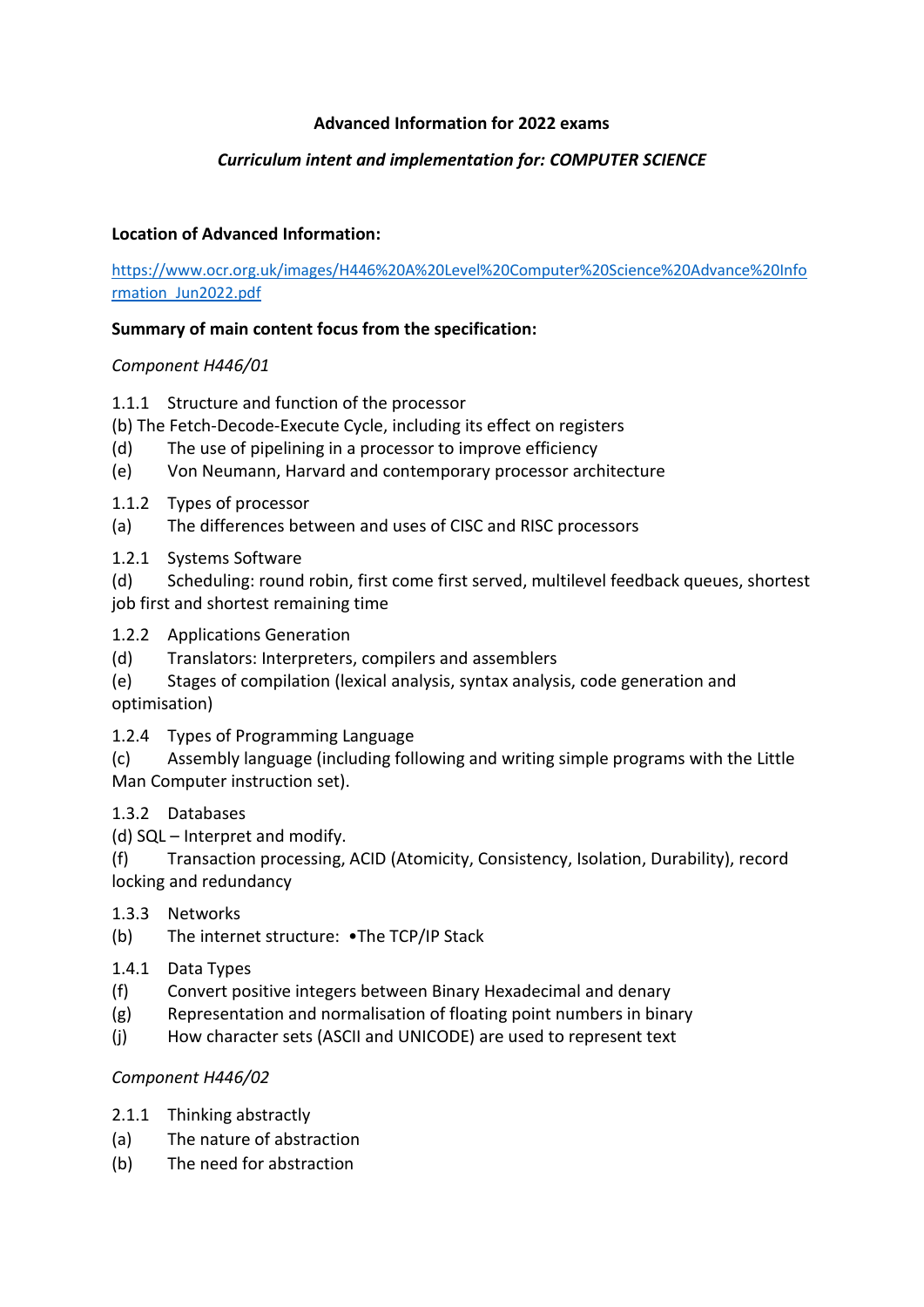**Advanced Information for 2022 exams**

***Curriculum intent and implementation for: COMPUTER SCIENCE***

**Location of Advanced Information:**

[https://www.ocr.org.uk/images/H446%20A%20Level%20Computer%20Science%20Advance%20Information_Jun2022.pdf](https://www.ocr.org.uk/images/H446%20A%20Level%20Computer%20Science%20Advance%20Information_Jun2022.pdf)

**Summary of main content focus from the specification:**

*Component H446/01*

1.1.1 Structure and function of the processor
(b) The Fetch-Decode-Execute Cycle, including its effect on registers
(d) The use of pipelining in a processor to improve efficiency
(e) Von Neumann, Harvard and contemporary processor architecture

1.1.2 Types of processor
(a) The differences between and uses of CISC and RISC processors

1.2.1 Systems Software
(d) Scheduling: round robin, first come first served, multilevel feedback queues, shortest job first and shortest remaining time

1.2.2 Applications Generation
(d) Translators: Interpreters, compilers and assemblers
(e) Stages of compilation (lexical analysis, syntax analysis, code generation and optimisation)

1.2.4 Types of Programming Language
(c) Assembly language (including following and writing simple programs with the Little Man Computer instruction set).

1.3.2 Databases
(d) SQL – Interpret and modify.
(f) Transaction processing, ACID (Atomicity, Consistency, Isolation, Durability), record locking and redundancy

1.3.3 Networks
(b) The internet structure: •The TCP/IP Stack

1.4.1 Data Types
(f) Convert positive integers between Binary Hexadecimal and denary
(g) Representation and normalisation of floating point numbers in binary
(j) How character sets (ASCII and UNICODE) are used to represent text

*Component H446/02*

2.1.1 Thinking abstractly
(a) The nature of abstraction
(b) The need for abstraction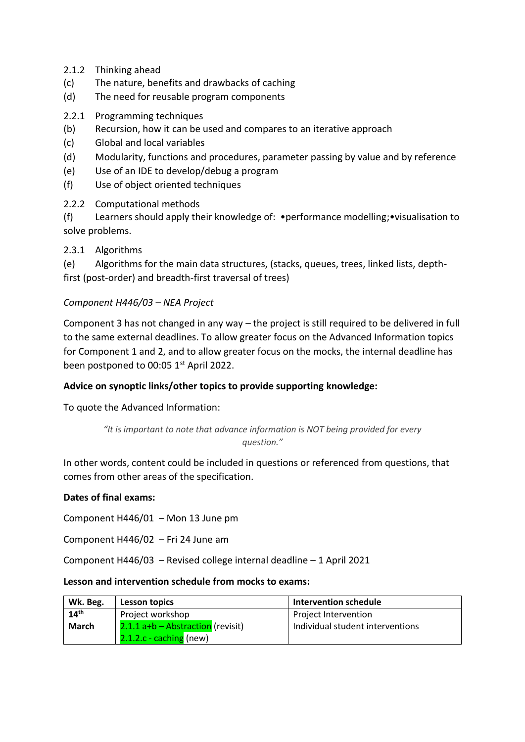2.1.2 Thinking ahead

(c) The nature, benefits and drawbacks of caching

(d) The need for reusable program components

2.2.1 Programming techniques

(b) Recursion, how it can be used and compares to an iterative approach

(c) Global and local variables

(d) Modularity, functions and procedures, parameter passing by value and by reference

(e) Use of an IDE to develop/debug a program

(f) Use of object oriented techniques

2.2.2 Computational methods

(f) Learners should apply their knowledge of: •performance modelling;•visualisation to solve problems.

2.3.1 Algorithms

(e) Algorithms for the main data structures, (stacks, queues, trees, linked lists, depth-first (post-order) and breadth-first traversal of trees)

*Component H446/03 – NEA Project*

Component 3 has not changed in any way – the project is still required to be delivered in full to the same external deadlines. To allow greater focus on the Advanced Information topics for Component 1 and 2, and to allow greater focus on the mocks, the internal deadline has been postponed to 00:05 1st April 2022.

**Advice on synoptic links/other topics to provide supporting knowledge:**

To quote the Advanced Information:

> *"It is important to note that advance information is NOT being provided for every question."*

In other words, content could be included in questions or referenced from questions, that comes from other areas of the specification.

**Dates of final exams:**

Component H446/01 – Mon 13 June pm

Component H446/02 – Fri 24 June am

Component H446/03 – Revised college internal deadline – 1 April 2021

**Lesson and intervention schedule from mocks to exams:**

| Wk. Beg. | Lesson topics | Intervention schedule |
|---|---|---|
| **14th March** | Project workshop<br>2.1.1 a+b – Abstraction (revisit)<br>2.1.2.c - caching (new) | Project Intervention<br>Individual student interventions |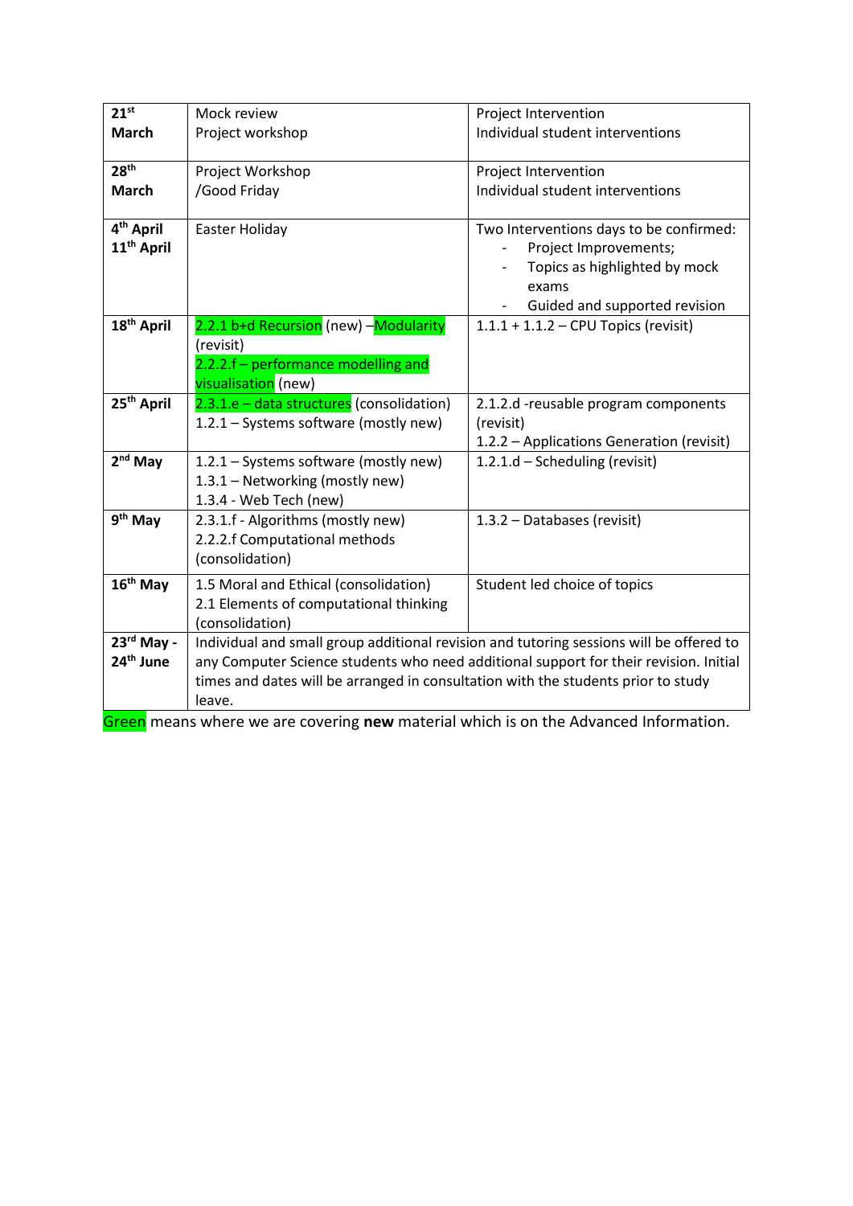| | | |
|---|---|---|
| 21st March | Mock review<br>Project workshop | Project Intervention<br>Individual student interventions |
| 28th March | Project Workshop<br>/Good Friday | Project Intervention<br>Individual student interventions |
| 4th April<br>11th April | Easter Holiday | Two Interventions days to be confirmed:<br>- Project Improvements;<br>- Topics as highlighted by mock exams<br>- Guided and supported revision |
| 18th April | 2.2.1 b+d Recursion (new) –Modularity (revisit)<br>2.2.2.f – performance modelling and visualisation (new) | 1.1.1 + 1.1.2 – CPU Topics (revisit) |
| 25th April | 2.3.1.e – data structures (consolidation)<br>1.2.1 – Systems software (mostly new) | 2.1.2.d -reusable program components (revisit)<br>1.2.2 – Applications Generation (revisit) |
| 2nd May | 1.2.1 – Systems software (mostly new)<br>1.3.1 – Networking (mostly new)<br>1.3.4 - Web Tech (new) | 1.2.1.d – Scheduling (revisit) |
| 9th May | 2.3.1.f - Algorithms (mostly new)<br>2.2.2.f Computational methods (consolidation) | 1.3.2 – Databases (revisit) |
| 16th May | 1.5 Moral and Ethical (consolidation)<br>2.1 Elements of computational thinking (consolidation) | Student led choice of topics |
| 23rd May - 24th June | Individual and small group additional revision and tutoring sessions will be offered to any Computer Science students who need additional support for their revision. Initial times and dates will be arranged in consultation with the students prior to study leave. | |

Green means where we are covering **new** material which is on the Advanced Information.